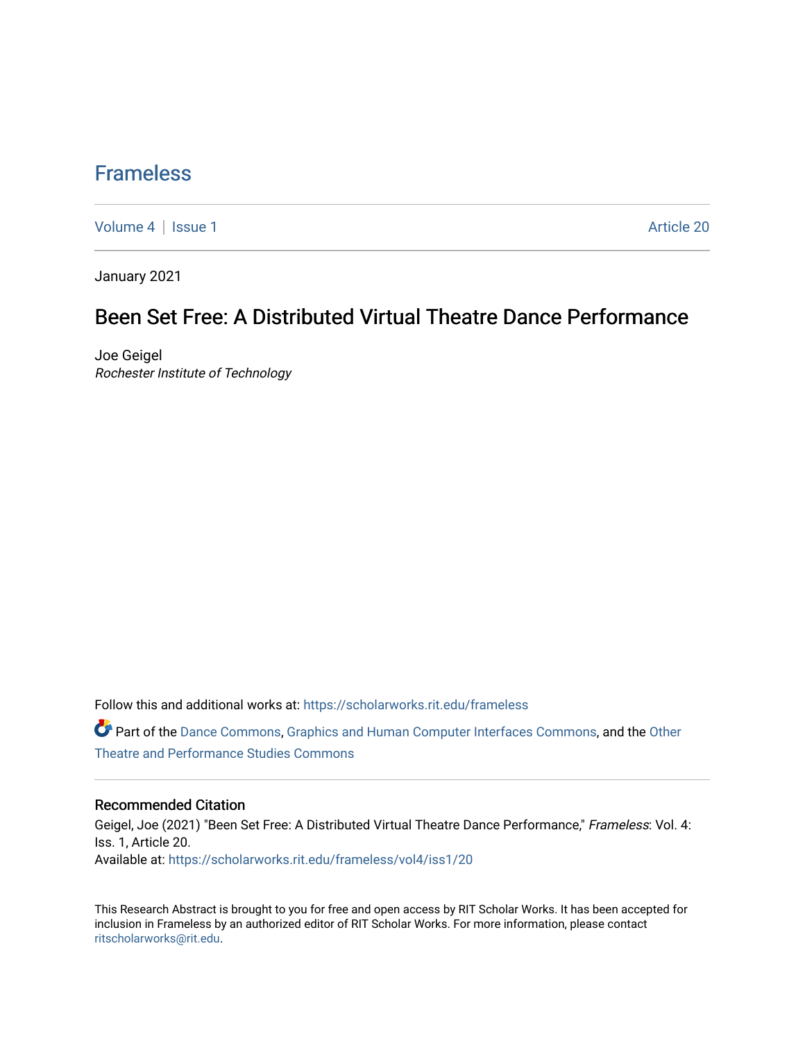# Frameless

Volume 4 | Issue 1 Article 20

January 2021

## Been Set Free: A Distributed Virtual Theatre Dance Performance

Joe Geigel
*Rochester Institute of Technology*

Follow this and additional works at: https://scholarworks.rit.edu/frameless

Part of the Dance Commons, Graphics and Human Computer Interfaces Commons, and the Other Theatre and Performance Studies Commons

### Recommended Citation

Geigel, Joe (2021) "Been Set Free: A Distributed Virtual Theatre Dance Performance," *Frameless*: Vol. 4: Iss. 1, Article 20.
Available at: https://scholarworks.rit.edu/frameless/vol4/iss1/20

This Research Abstract is brought to you for free and open access by RIT Scholar Works. It has been accepted for inclusion in Frameless by an authorized editor of RIT Scholar Works. For more information, please contact ritscholarworks@rit.edu.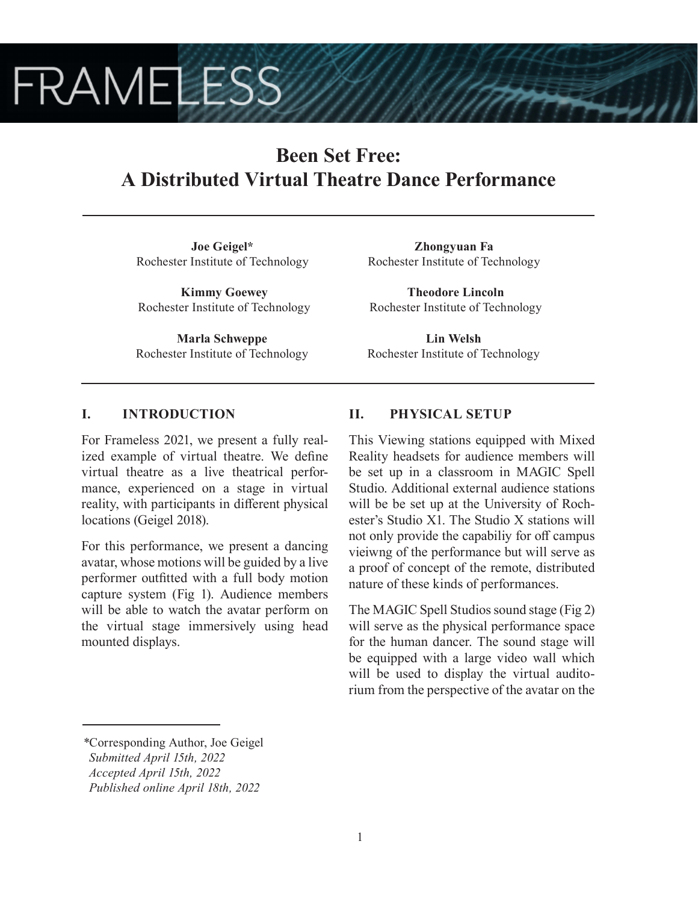# Been Set Free: A Distributed Virtual Theatre Dance Performance

**Joe Geigel***
Rochester Institute of Technology

**Zhongyuan Fa**
Rochester Institute of Technology

**Kimmy Goewey**
Rochester Institute of Technology

**Theodore Lincoln**
Rochester Institute of Technology

**Marla Schweppe**
Rochester Institute of Technology

**Lin Welsh**
Rochester Institute of Technology

## I. INTRODUCTION

For Frameless 2021, we present a fully realized example of virtual theatre. We define virtual theatre as a live theatrical performance, experienced on a stage in virtual reality, with participants in different physical locations (Geigel 2018).

For this performance, we present a dancing avatar, whose motions will be guided by a live performer outfitted with a full body motion capture system (Fig 1). Audience members will be able to watch the avatar perform on the virtual stage immersively using head mounted displays.

## II. PHYSICAL SETUP

This Viewing stations equipped with Mixed Reality headsets for audience members will be set up in a classroom in MAGIC Spell Studio. Additional external audience stations will be be set up at the University of Rochester's Studio X1. The Studio X stations will not only provide the capabiliy for off campus vieiwng of the performance but will serve as a proof of concept of the remote, distributed nature of these kinds of performances.

The MAGIC Spell Studios sound stage (Fig 2) will serve as the physical performance space for the human dancer. The sound stage will be equipped with a large video wall which will be used to display the virtual auditorium from the perspective of the avatar on the

*Corresponding Author, Joe Geigel
*Submitted April 15th, 2022*
*Accepted April 15th, 2022*
*Published online April 18th, 2022*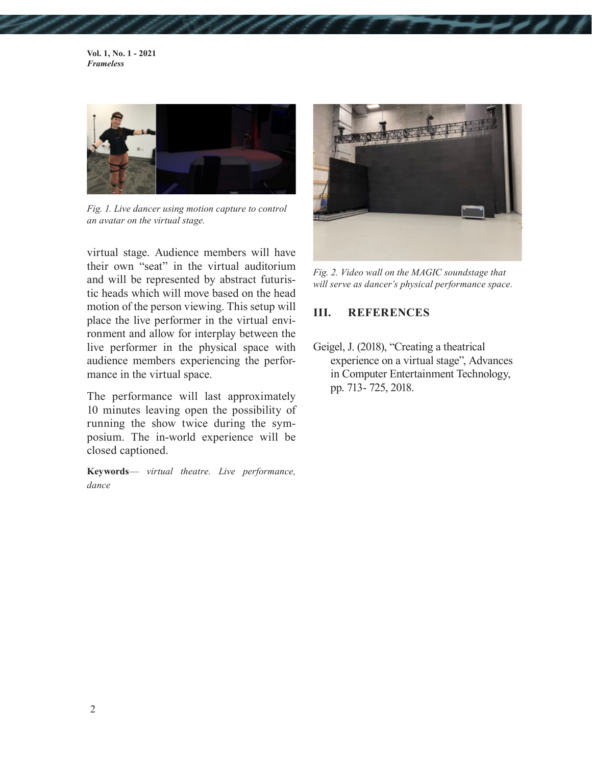Fig. 1. Live dancer using motion capture to control an avatar on the virtual stage.

virtual stage. Audience members will have their own "seat" in the virtual auditorium and will be represented by abstract futuristic heads which will move based on the head motion of the person viewing. This setup will place the live performer in the virtual environment and allow for interplay between the live performer in the physical space with audience members experiencing the performance in the virtual space.

The performance will last approximately 10 minutes leaving open the possibility of running the show twice during the symposium. The in-world experience will be closed captioned.

**Keywords**— *virtual theatre. Live performance, dance*

Fig. 2. Video wall on the MAGIC soundstage that will serve as dancer's physical performance space.

## III. REFERENCES

Geigel, J. (2018), "Creating a theatrical experience on a virtual stage", Advances in Computer Entertainment Technology, pp. 713- 725, 2018.